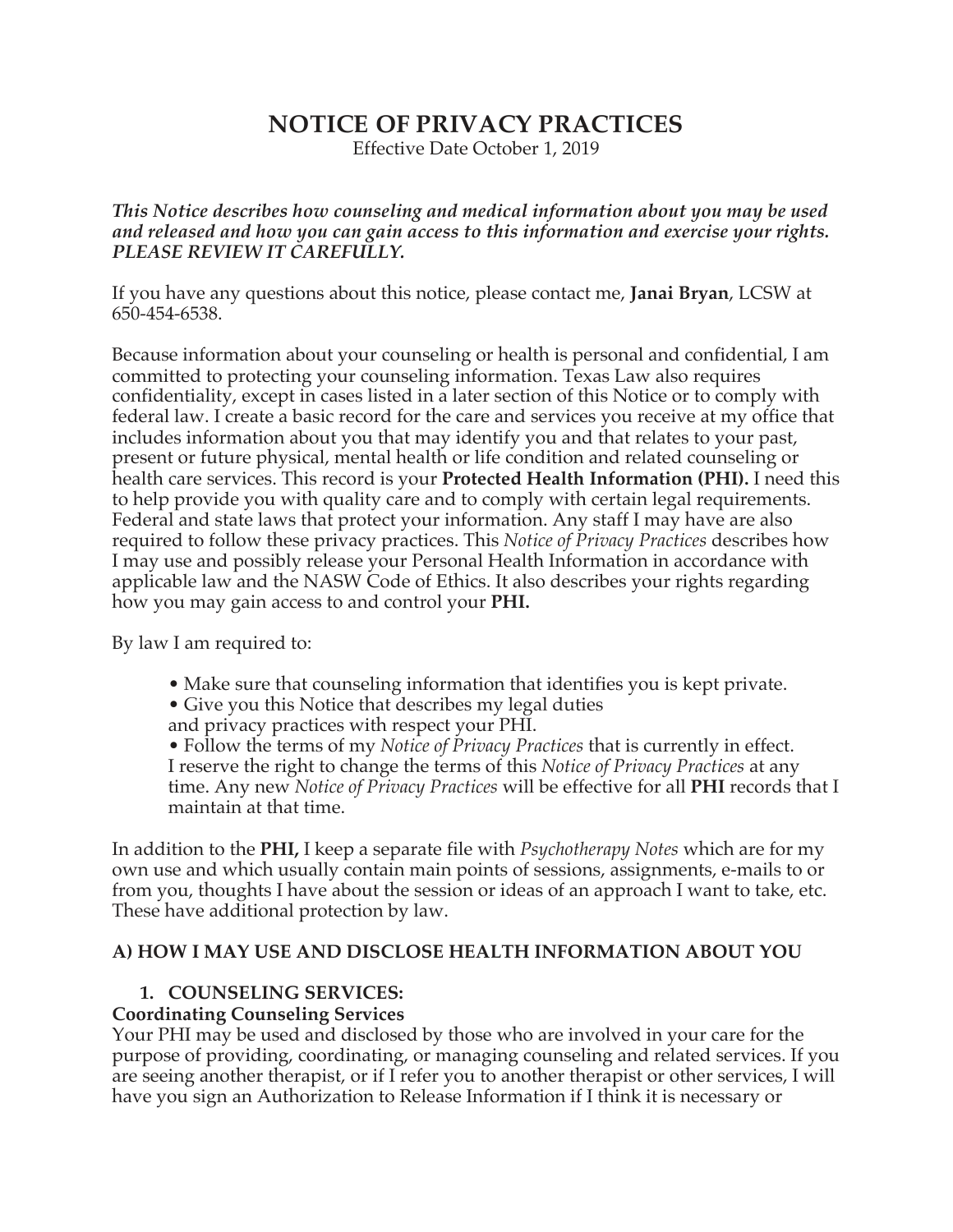# NOTICE OF PRIVACY PRACTICES

Effective Date October 1, 2019

***This Notice describes how counseling and medical information about you may be used and released and how you can gain access to this information and exercise your rights. PLEASE REVIEW IT CAREFULLY.***

If you have any questions about this notice, please contact me, **Janai Bryan**, LCSW at 650-454-6538.

Because information about your counseling or health is personal and confidential, I am committed to protecting your counseling information. Texas Law also requires confidentiality, except in cases listed in a later section of this Notice or to comply with federal law. I create a basic record for the care and services you receive at my office that includes information about you that may identify you and that relates to your past, present or future physical, mental health or life condition and related counseling or health care services. This record is your **Protected Health Information (PHI).** I need this to help provide you with quality care and to comply with certain legal requirements. Federal and state laws that protect your information. Any staff I may have are also required to follow these privacy practices. This *Notice of Privacy Practices* describes how I may use and possibly release your Personal Health Information in accordance with applicable law and the NASW Code of Ethics. It also describes your rights regarding how you may gain access to and control your **PHI.**

By law I am required to:

- Make sure that counseling information that identifies you is kept private.
- Give you this Notice that describes my legal duties and privacy practices with respect your PHI.
- Follow the terms of my *Notice of Privacy Practices* that is currently in effect. I reserve the right to change the terms of this *Notice of Privacy Practices* at any time. Any new *Notice of Privacy Practices* will be effective for all **PHI** records that I maintain at that time.

In addition to the **PHI,** I keep a separate file with *Psychotherapy Notes* which are for my own use and which usually contain main points of sessions, assignments, e-mails to or from you, thoughts I have about the session or ideas of an approach I want to take, etc. These have additional protection by law.

## A) HOW I MAY USE AND DISCLOSE HEALTH INFORMATION ABOUT YOU

### 1. COUNSELING SERVICES:

**Coordinating Counseling Services**

Your PHI may be used and disclosed by those who are involved in your care for the purpose of providing, coordinating, or managing counseling and related services. If you are seeing another therapist, or if I refer you to another therapist or other services, I will have you sign an Authorization to Release Information if I think it is necessary or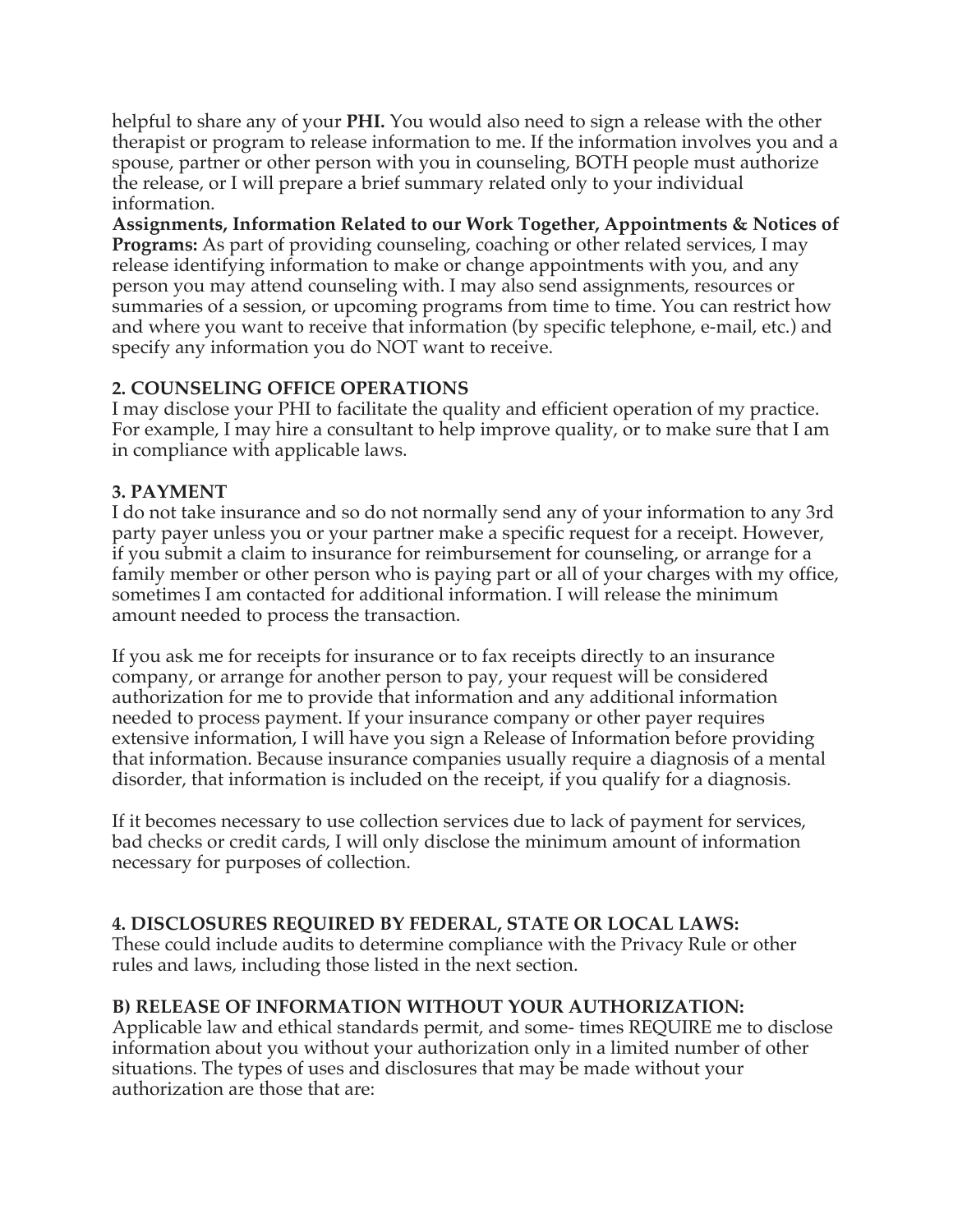helpful to share any of your **PHI.** You would also need to sign a release with the other therapist or program to release information to me. If the information involves you and a spouse, partner or other person with you in counseling, BOTH people must authorize the release, or I will prepare a brief summary related only to your individual information.

**Assignments, Information Related to our Work Together, Appointments & Notices of Programs:** As part of providing counseling, coaching or other related services, I may release identifying information to make or change appointments with you, and any person you may attend counseling with. I may also send assignments, resources or summaries of a session, or upcoming programs from time to time. You can restrict how and where you want to receive that information (by specific telephone, e-mail, etc.) and specify any information you do NOT want to receive.

**2. COUNSELING OFFICE OPERATIONS**

I may disclose your PHI to facilitate the quality and efficient operation of my practice. For example, I may hire a consultant to help improve quality, or to make sure that I am in compliance with applicable laws.

**3. PAYMENT**

I do not take insurance and so do not normally send any of your information to any 3rd party payer unless you or your partner make a specific request for a receipt. However, if you submit a claim to insurance for reimbursement for counseling, or arrange for a family member or other person who is paying part or all of your charges with my office, sometimes I am contacted for additional information. I will release the minimum amount needed to process the transaction.

If you ask me for receipts for insurance or to fax receipts directly to an insurance company, or arrange for another person to pay, your request will be considered authorization for me to provide that information and any additional information needed to process payment. If your insurance company or other payer requires extensive information, I will have you sign a Release of Information before providing that information. Because insurance companies usually require a diagnosis of a mental disorder, that information is included on the receipt, if you qualify for a diagnosis.

If it becomes necessary to use collection services due to lack of payment for services, bad checks or credit cards, I will only disclose the minimum amount of information necessary for purposes of collection.

**4. DISCLOSURES REQUIRED BY FEDERAL, STATE OR LOCAL LAWS:**

These could include audits to determine compliance with the Privacy Rule or other rules and laws, including those listed in the next section.

**B) RELEASE OF INFORMATION WITHOUT YOUR AUTHORIZATION:**

Applicable law and ethical standards permit, and some- times REQUIRE me to disclose information about you without your authorization only in a limited number of other situations. The types of uses and disclosures that may be made without your authorization are those that are: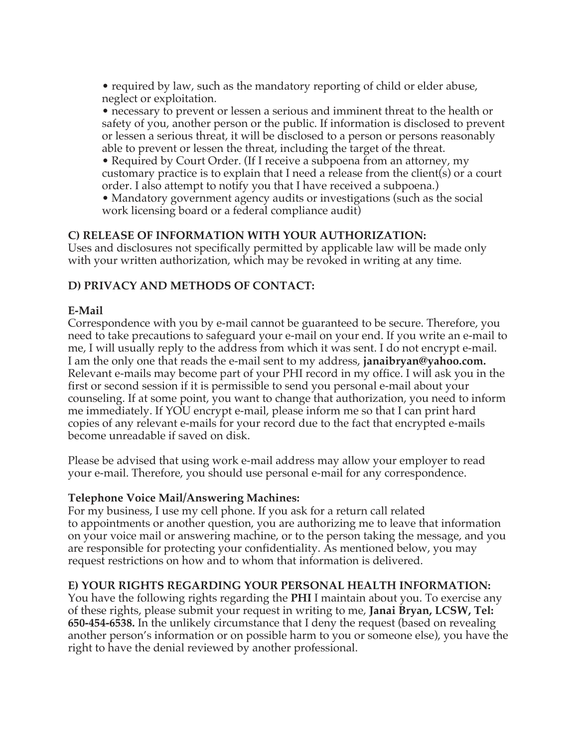- required by law, such as the mandatory reporting of child or elder abuse, neglect or exploitation.
- necessary to prevent or lessen a serious and imminent threat to the health or safety of you, another person or the public. If information is disclosed to prevent or lessen a serious threat, it will be disclosed to a person or persons reasonably able to prevent or lessen the threat, including the target of the threat.
- Required by Court Order. (If I receive a subpoena from an attorney, my customary practice is to explain that I need a release from the client(s) or a court order. I also attempt to notify you that I have received a subpoena.)
- Mandatory government agency audits or investigations (such as the social work licensing board or a federal compliance audit)

**C) RELEASE OF INFORMATION WITH YOUR AUTHORIZATION:**
Uses and disclosures not specifically permitted by applicable law will be made only with your written authorization, which may be revoked in writing at any time.

**D) PRIVACY AND METHODS OF CONTACT:**

**E-Mail**
Correspondence with you by e-mail cannot be guaranteed to be secure. Therefore, you need to take precautions to safeguard your e-mail on your end. If you write an e-mail to me, I will usually reply to the address from which it was sent. I do not encrypt e-mail. I am the only one that reads the e-mail sent to my address, **janaibryan@yahoo.com.** Relevant e-mails may become part of your PHI record in my office. I will ask you in the first or second session if it is permissible to send you personal e-mail about your counseling. If at some point, you want to change that authorization, you need to inform me immediately. If YOU encrypt e-mail, please inform me so that I can print hard copies of any relevant e-mails for your record due to the fact that encrypted e-mails become unreadable if saved on disk.

Please be advised that using work e-mail address may allow your employer to read your e-mail. Therefore, you should use personal e-mail for any correspondence.

**Telephone Voice Mail/Answering Machines:**
For my business, I use my cell phone. If you ask for a return call related to appointments or another question, you are authorizing me to leave that information on your voice mail or answering machine, or to the person taking the message, and you are responsible for protecting your confidentiality. As mentioned below, you may request restrictions on how and to whom that information is delivered.

**E) YOUR RIGHTS REGARDING YOUR PERSONAL HEALTH INFORMATION:**
You have the following rights regarding the **PHI** I maintain about you. To exercise any of these rights, please submit your request in writing to me, **Janai Bryan, LCSW, Tel: 650-454-6538.** In the unlikely circumstance that I deny the request (based on revealing another person's information or on possible harm to you or someone else), you have the right to have the denial reviewed by another professional.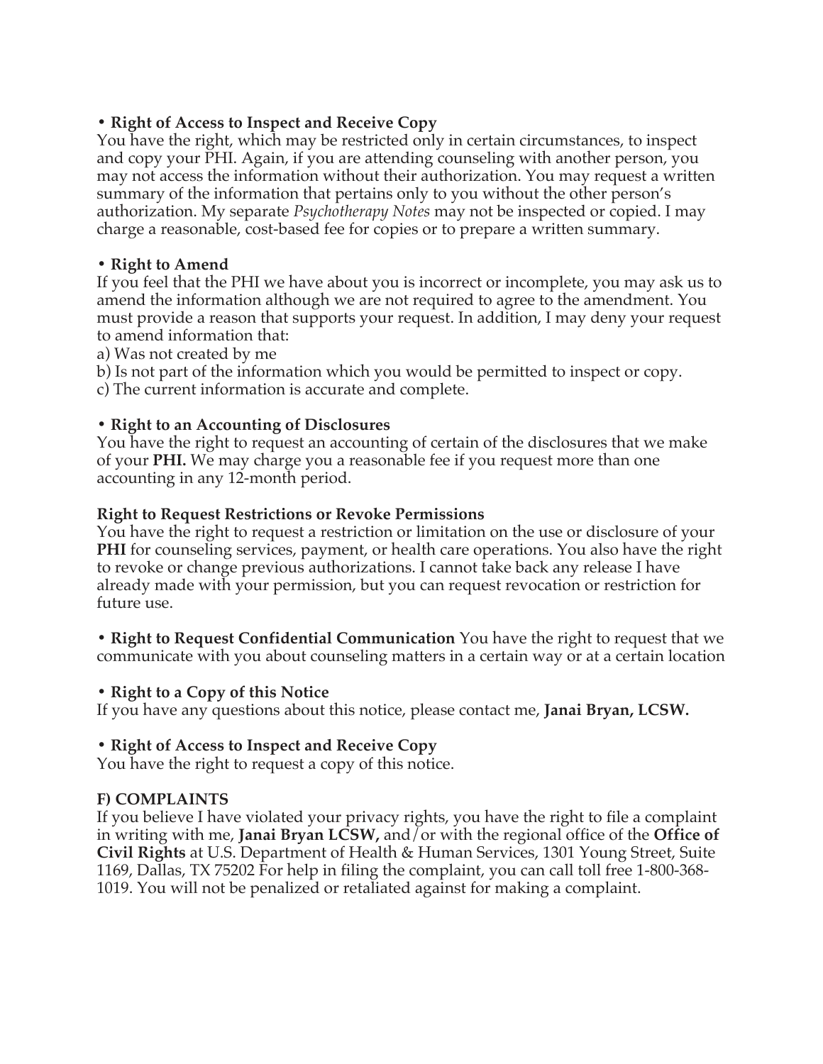**• Right of Access to Inspect and Receive Copy**
You have the right, which may be restricted only in certain circumstances, to inspect and copy your PHI. Again, if you are attending counseling with another person, you may not access the information without their authorization. You may request a written summary of the information that pertains only to you without the other person's authorization. My separate *Psychotherapy Notes* may not be inspected or copied. I may charge a reasonable, cost-based fee for copies or to prepare a written summary.

**• Right to Amend**
If you feel that the PHI we have about you is incorrect or incomplete, you may ask us to amend the information although we are not required to agree to the amendment. You must provide a reason that supports your request. In addition, I may deny your request to amend information that:
a) Was not created by me
b) Is not part of the information which you would be permitted to inspect or copy.
c) The current information is accurate and complete.

**• Right to an Accounting of Disclosures**
You have the right to request an accounting of certain of the disclosures that we make of your **PHI.** We may charge you a reasonable fee if you request more than one accounting in any 12-month period.

**Right to Request Restrictions or Revoke Permissions**
You have the right to request a restriction or limitation on the use or disclosure of your **PHI** for counseling services, payment, or health care operations. You also have the right to revoke or change previous authorizations. I cannot take back any release I have already made with your permission, but you can request revocation or restriction for future use.

**• Right to Request Confidential Communication** You have the right to request that we communicate with you about counseling matters in a certain way or at a certain location

**• Right to a Copy of this Notice**
If you have any questions about this notice, please contact me, **Janai Bryan, LCSW.**

**• Right of Access to Inspect and Receive Copy**
You have the right to request a copy of this notice.

**F) COMPLAINTS**
If you believe I have violated your privacy rights, you have the right to file a complaint in writing with me, **Janai Bryan LCSW,** and/or with the regional office of the **Office of Civil Rights** at U.S. Department of Health & Human Services, 1301 Young Street, Suite 1169, Dallas, TX 75202 For help in filing the complaint, you can call toll free 1-800-368-1019. You will not be penalized or retaliated against for making a complaint.